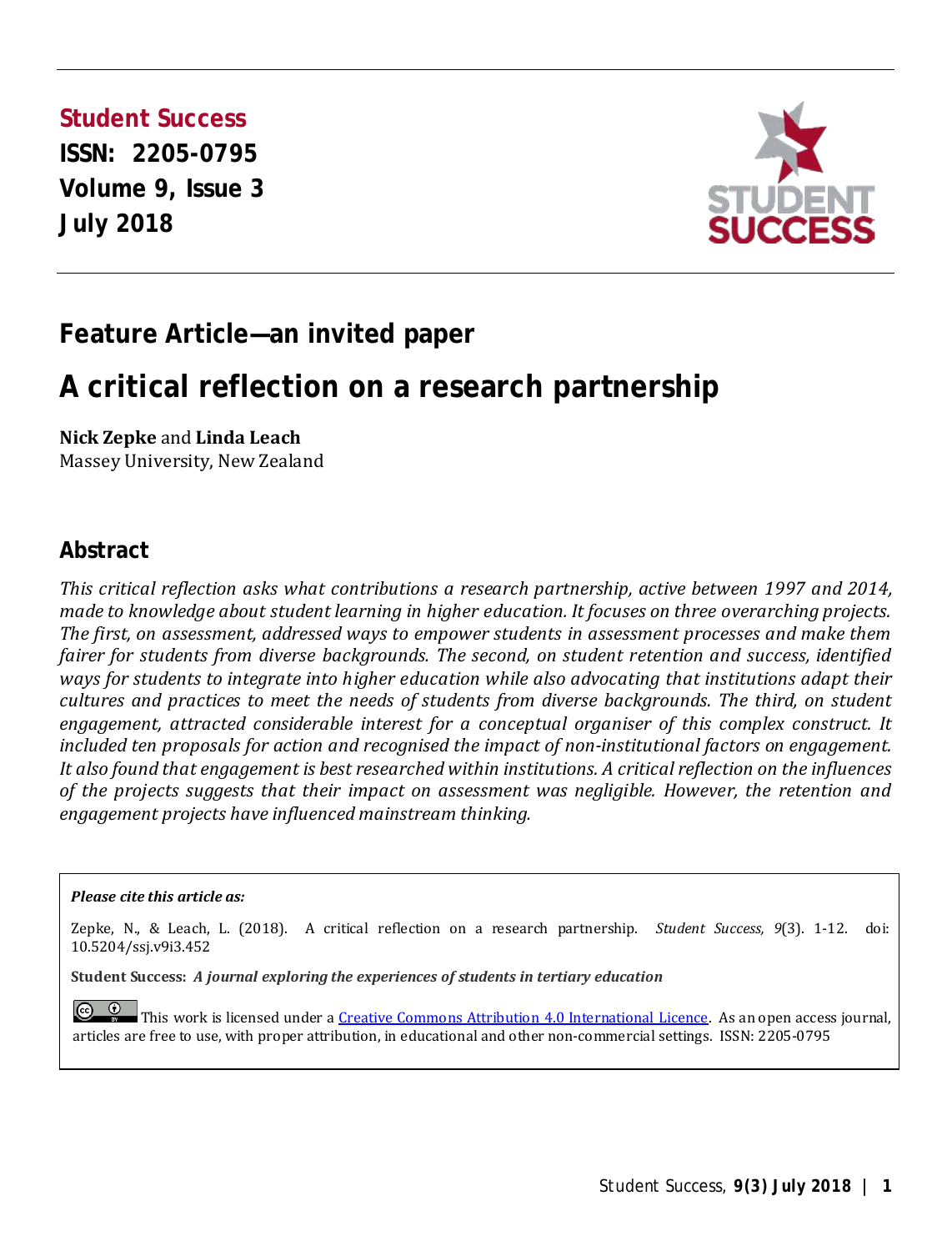**Student Success**
**ISSN: 2205-0795**
**Volume 9, Issue 3**
**July 2018**

## Feature Article—an invited paper

# A critical reflection on a research partnership

**Nick Zepke** and **Linda Leach**
Massey University, New Zealand

## Abstract

*This critical reflection asks what contributions a research partnership, active between 1997 and 2014, made to knowledge about student learning in higher education. It focuses on three overarching projects. The first, on assessment, addressed ways to empower students in assessment processes and make them fairer for students from diverse backgrounds. The second, on student retention and success, identified ways for students to integrate into higher education while also advocating that institutions adapt their cultures and practices to meet the needs of students from diverse backgrounds. The third, on student engagement, attracted considerable interest for a conceptual organiser of this complex construct. It included ten proposals for action and recognised the impact of non-institutional factors on engagement. It also found that engagement is best researched within institutions. A critical reflection on the influences of the projects suggests that their impact on assessment was negligible. However, the retention and engagement projects have influenced mainstream thinking.*

***Please cite this article as:***

Zepke, N., & Leach, L. (2018). A critical reflection on a research partnership. *Student Success, 9*(3). 1-12. doi: 10.5204/ssj.v9i3.452

**Student Success:** ***A journal exploring the experiences of students in tertiary education***

This work is licensed under a Creative Commons Attribution 4.0 International Licence. As an open access journal, articles are free to use, with proper attribution, in educational and other non-commercial settings. ISSN: 2205-0795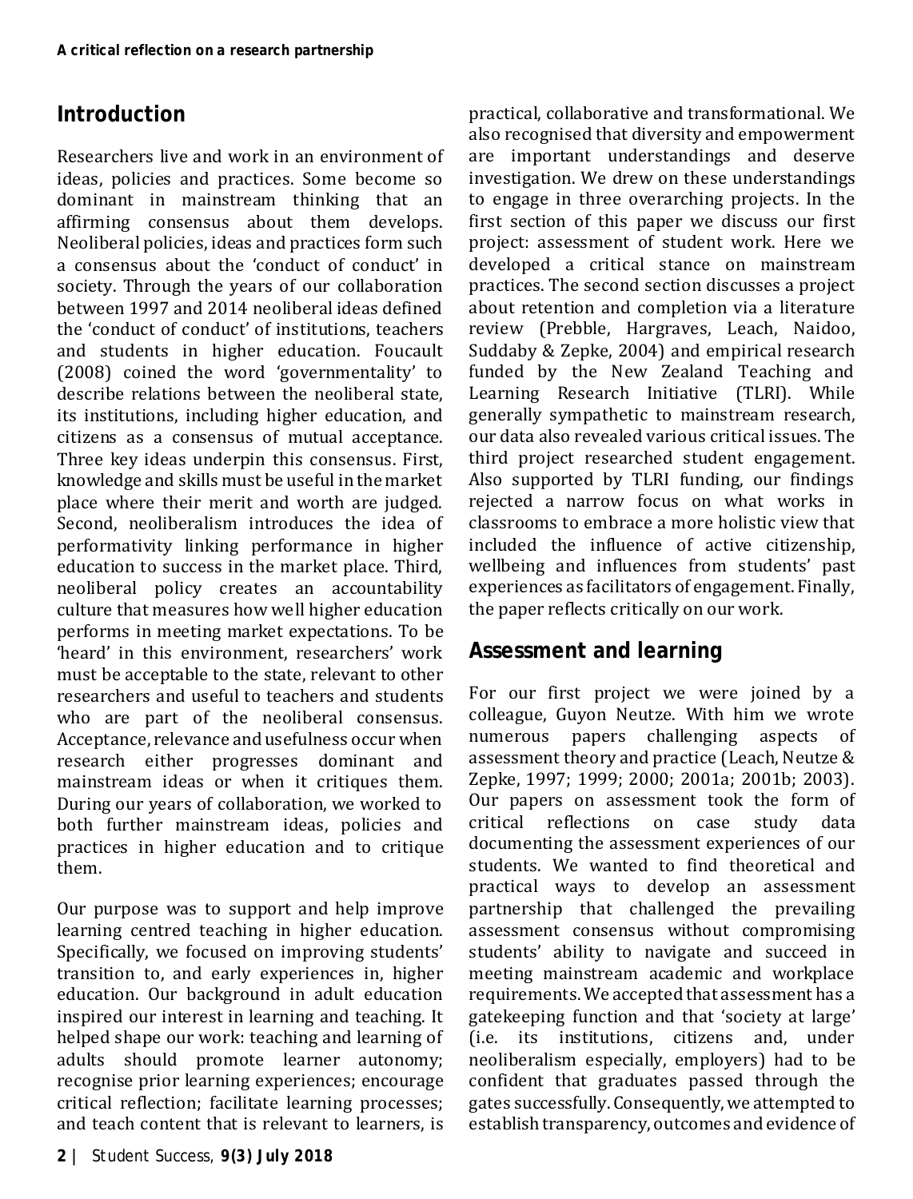## Introduction

Researchers live and work in an environment of ideas, policies and practices. Some become so dominant in mainstream thinking that an affirming consensus about them develops. Neoliberal policies, ideas and practices form such a consensus about the 'conduct of conduct' in society. Through the years of our collaboration between 1997 and 2014 neoliberal ideas defined the 'conduct of conduct' of institutions, teachers and students in higher education. Foucault (2008) coined the word 'governmentality' to describe relations between the neoliberal state, its institutions, including higher education, and citizens as a consensus of mutual acceptance. Three key ideas underpin this consensus. First, knowledge and skills must be useful in the market place where their merit and worth are judged. Second, neoliberalism introduces the idea of performativity linking performance in higher education to success in the market place. Third, neoliberal policy creates an accountability culture that measures how well higher education performs in meeting market expectations. To be 'heard' in this environment, researchers' work must be acceptable to the state, relevant to other researchers and useful to teachers and students who are part of the neoliberal consensus. Acceptance, relevance and usefulness occur when research either progresses dominant and mainstream ideas or when it critiques them. During our years of collaboration, we worked to both further mainstream ideas, policies and practices in higher education and to critique them.

Our purpose was to support and help improve learning centred teaching in higher education. Specifically, we focused on improving students' transition to, and early experiences in, higher education. Our background in adult education inspired our interest in learning and teaching. It helped shape our work: teaching and learning of adults should promote learner autonomy; recognise prior learning experiences; encourage critical reflection; facilitate learning processes; and teach content that is relevant to learners, is practical, collaborative and transformational. We also recognised that diversity and empowerment are important understandings and deserve investigation. We drew on these understandings to engage in three overarching projects. In the first section of this paper we discuss our first project: assessment of student work. Here we developed a critical stance on mainstream practices. The second section discusses a project about retention and completion via a literature review (Prebble, Hargraves, Leach, Naidoo, Suddaby & Zepke, 2004) and empirical research funded by the New Zealand Teaching and Learning Research Initiative (TLRI). While generally sympathetic to mainstream research, our data also revealed various critical issues. The third project researched student engagement. Also supported by TLRI funding, our findings rejected a narrow focus on what works in classrooms to embrace a more holistic view that included the influence of active citizenship, wellbeing and influences from students' past experiences as facilitators of engagement. Finally, the paper reflects critically on our work.

## Assessment and learning

For our first project we were joined by a colleague, Guyon Neutze. With him we wrote numerous papers challenging aspects of assessment theory and practice (Leach, Neutze & Zepke, 1997; 1999; 2000; 2001a; 2001b; 2003). Our papers on assessment took the form of critical reflections on case study data documenting the assessment experiences of our students. We wanted to find theoretical and practical ways to develop an assessment partnership that challenged the prevailing assessment consensus without compromising students' ability to navigate and succeed in meeting mainstream academic and workplace requirements. We accepted that assessment has a gatekeeping function and that 'society at large' (i.e. its institutions, citizens and, under neoliberalism especially, employers) had to be confident that graduates passed through the gates successfully. Consequently, we attempted to establish transparency, outcomes and evidence of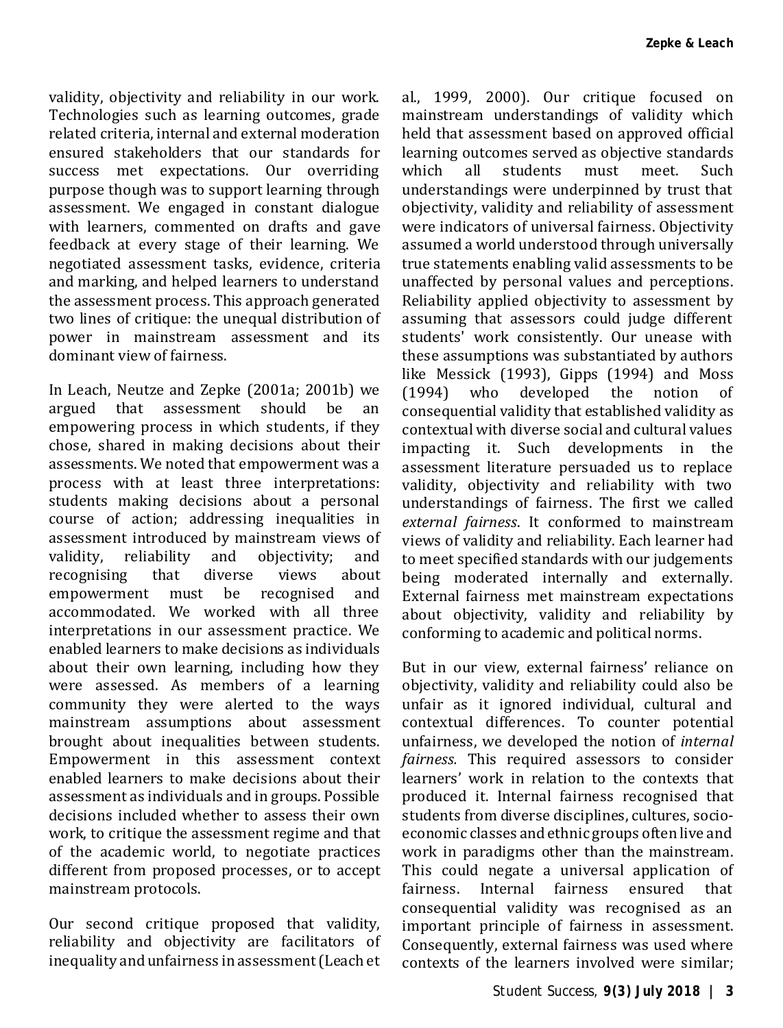validity, objectivity and reliability in our work. Technologies such as learning outcomes, grade related criteria, internal and external moderation ensured stakeholders that our standards for success met expectations. Our overriding purpose though was to support learning through assessment. We engaged in constant dialogue with learners, commented on drafts and gave feedback at every stage of their learning. We negotiated assessment tasks, evidence, criteria and marking, and helped learners to understand the assessment process. This approach generated two lines of critique: the unequal distribution of power in mainstream assessment and its dominant view of fairness.

In Leach, Neutze and Zepke (2001a; 2001b) we argued that assessment should be an empowering process in which students, if they chose, shared in making decisions about their assessments. We noted that empowerment was a process with at least three interpretations: students making decisions about a personal course of action; addressing inequalities in assessment introduced by mainstream views of validity, reliability and objectivity; and recognising that diverse views about empowerment must be recognised and accommodated. We worked with all three interpretations in our assessment practice. We enabled learners to make decisions as individuals about their own learning, including how they were assessed. As members of a learning community they were alerted to the ways mainstream assumptions about assessment brought about inequalities between students. Empowerment in this assessment context enabled learners to make decisions about their assessment as individuals and in groups. Possible decisions included whether to assess their own work, to critique the assessment regime and that of the academic world, to negotiate practices different from proposed processes, or to accept mainstream protocols.

Our second critique proposed that validity, reliability and objectivity are facilitators of inequality and unfairness in assessment (Leach et al., 1999, 2000). Our critique focused on mainstream understandings of validity which held that assessment based on approved official learning outcomes served as objective standards which all students must meet. Such understandings were underpinned by trust that objectivity, validity and reliability of assessment were indicators of universal fairness. Objectivity assumed a world understood through universally true statements enabling valid assessments to be unaffected by personal values and perceptions. Reliability applied objectivity to assessment by assuming that assessors could judge different students' work consistently. Our unease with these assumptions was substantiated by authors like Messick (1993), Gipps (1994) and Moss (1994) who developed the notion of consequential validity that established validity as contextual with diverse social and cultural values impacting it. Such developments in the assessment literature persuaded us to replace validity, objectivity and reliability with two understandings of fairness. The first we called *external fairness*. It conformed to mainstream views of validity and reliability. Each learner had to meet specified standards with our judgements being moderated internally and externally. External fairness met mainstream expectations about objectivity, validity and reliability by conforming to academic and political norms.

But in our view, external fairness' reliance on objectivity, validity and reliability could also be unfair as it ignored individual, cultural and contextual differences. To counter potential unfairness, we developed the notion of *internal fairness.* This required assessors to consider learners' work in relation to the contexts that produced it. Internal fairness recognised that students from diverse disciplines, cultures, socio-economic classes and ethnic groups often live and work in paradigms other than the mainstream. This could negate a universal application of fairness. Internal fairness ensured that consequential validity was recognised as an important principle of fairness in assessment. Consequently, external fairness was used where contexts of the learners involved were similar;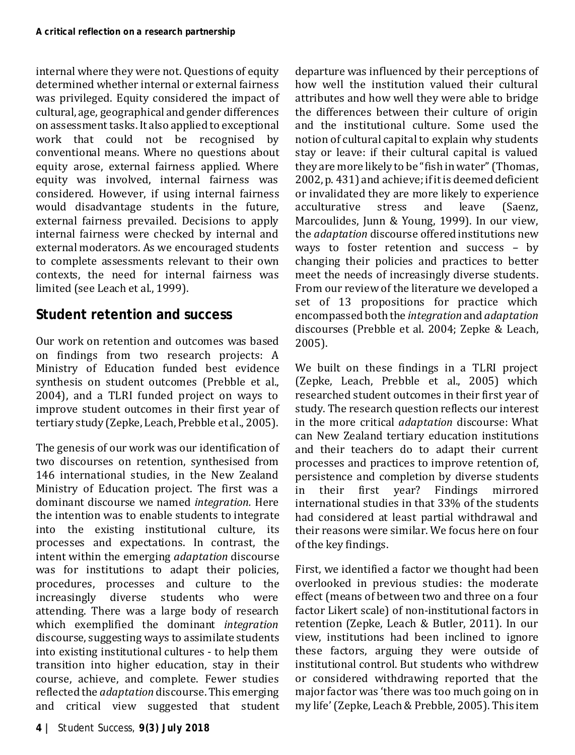internal where they were not. Questions of equity determined whether internal or external fairness was privileged. Equity considered the impact of cultural, age, geographical and gender differences on assessment tasks. It also applied to exceptional work that could not be recognised by conventional means. Where no questions about equity arose, external fairness applied. Where equity was involved, internal fairness was considered. However, if using internal fairness would disadvantage students in the future, external fairness prevailed. Decisions to apply internal fairness were checked by internal and external moderators. As we encouraged students to complete assessments relevant to their own contexts, the need for internal fairness was limited (see Leach et al., 1999).

## Student retention and success

Our work on retention and outcomes was based on findings from two research projects: A Ministry of Education funded best evidence synthesis on student outcomes (Prebble et al., 2004), and a TLRI funded project on ways to improve student outcomes in their first year of tertiary study (Zepke, Leach, Prebble et al., 2005).

The genesis of our work was our identification of two discourses on retention, synthesised from 146 international studies, in the New Zealand Ministry of Education project. The first was a dominant discourse we named *integration.* Here the intention was to enable students to integrate into the existing institutional culture, its processes and expectations. In contrast, the intent within the emerging *adaptation* discourse was for institutions to adapt their policies, procedures, processes and culture to the increasingly diverse students who were attending. There was a large body of research which exemplified the dominant *integration* discourse, suggesting ways to assimilate students into existing institutional cultures - to help them transition into higher education, stay in their course, achieve, and complete. Fewer studies reflected the *adaptation* discourse. This emerging and critical view suggested that student departure was influenced by their perceptions of how well the institution valued their cultural attributes and how well they were able to bridge the differences between their culture of origin and the institutional culture. Some used the notion of cultural capital to explain why students stay or leave: if their cultural capital is valued they are more likely to be "fish in water" (Thomas, 2002, p. 431) and achieve; if it is deemed deficient or invalidated they are more likely to experience acculturative stress and leave (Saenz, Marcoulides, Junn & Young, 1999). In our view, the *adaptation* discourse offered institutions new ways to foster retention and success – by changing their policies and practices to better meet the needs of increasingly diverse students. From our review of the literature we developed a set of 13 propositions for practice which encompassed both the *integration* and *adaptation* discourses (Prebble et al. 2004; Zepke & Leach, 2005).

We built on these findings in a TLRI project (Zepke, Leach, Prebble et al., 2005) which researched student outcomes in their first year of study. The research question reflects our interest in the more critical *adaptation* discourse: What can New Zealand tertiary education institutions and their teachers do to adapt their current processes and practices to improve retention of, persistence and completion by diverse students in their first year? Findings mirrored international studies in that 33% of the students had considered at least partial withdrawal and their reasons were similar. We focus here on four of the key findings.

First, we identified a factor we thought had been overlooked in previous studies: the moderate effect (means of between two and three on a four factor Likert scale) of non-institutional factors in retention (Zepke, Leach & Butler, 2011). In our view, institutions had been inclined to ignore these factors, arguing they were outside of institutional control. But students who withdrew or considered withdrawing reported that the major factor was 'there was too much going on in my life' (Zepke, Leach & Prebble, 2005). This item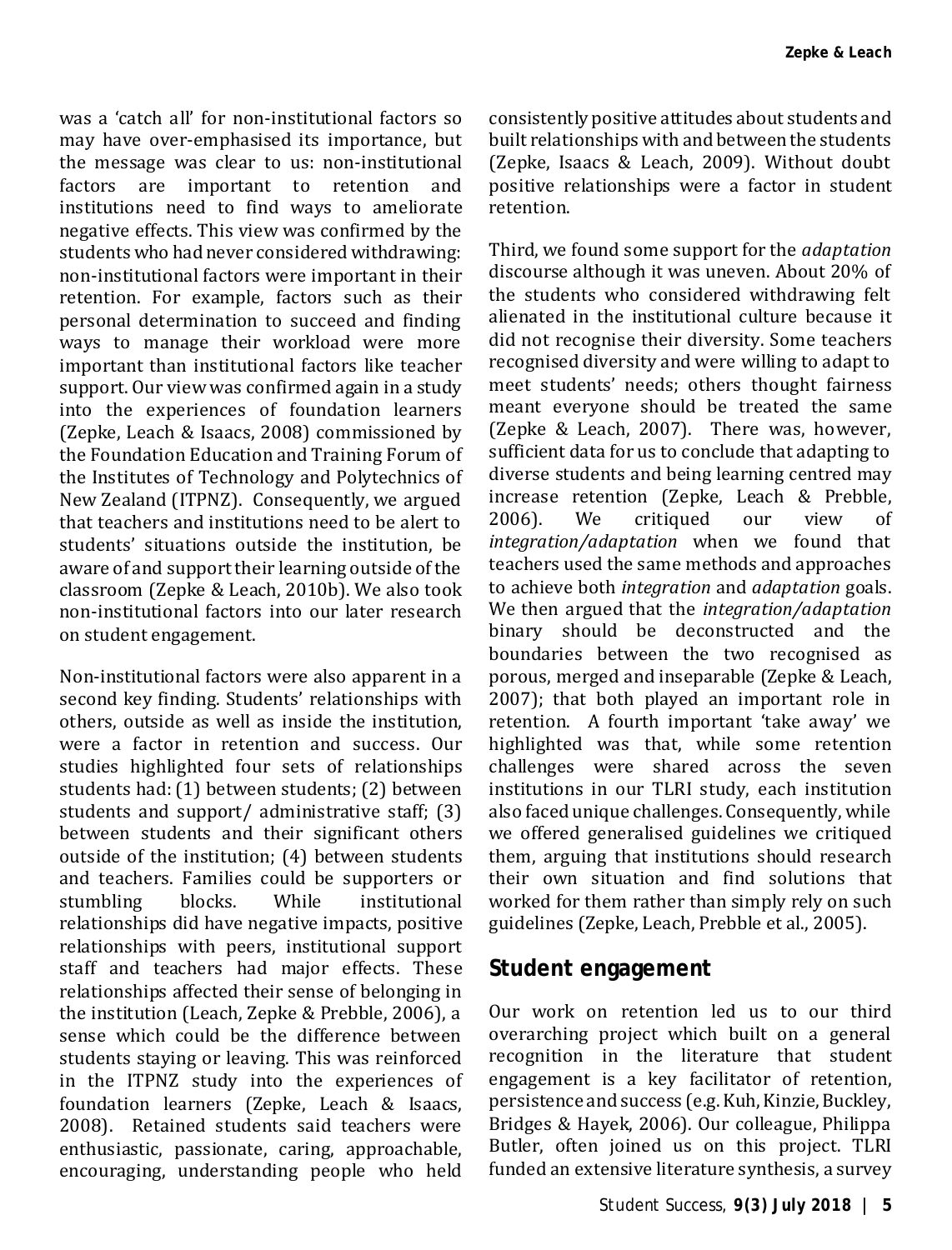was a 'catch all' for non-institutional factors so may have over-emphasised its importance, but the message was clear to us: non-institutional factors are important to retention and institutions need to find ways to ameliorate negative effects. This view was confirmed by the students who had never considered withdrawing: non-institutional factors were important in their retention. For example, factors such as their personal determination to succeed and finding ways to manage their workload were more important than institutional factors like teacher support. Our view was confirmed again in a study into the experiences of foundation learners (Zepke, Leach & Isaacs, 2008) commissioned by the Foundation Education and Training Forum of the Institutes of Technology and Polytechnics of New Zealand (ITPNZ). Consequently, we argued that teachers and institutions need to be alert to students' situations outside the institution, be aware of and support their learning outside of the classroom (Zepke & Leach, 2010b). We also took non-institutional factors into our later research on student engagement.

Non-institutional factors were also apparent in a second key finding. Students' relationships with others, outside as well as inside the institution, were a factor in retention and success. Our studies highlighted four sets of relationships students had: (1) between students; (2) between students and support/ administrative staff; (3) between students and their significant others outside of the institution; (4) between students and teachers. Families could be supporters or stumbling blocks. While institutional relationships did have negative impacts, positive relationships with peers, institutional support staff and teachers had major effects. These relationships affected their sense of belonging in the institution (Leach, Zepke & Prebble, 2006), a sense which could be the difference between students staying or leaving. This was reinforced in the ITPNZ study into the experiences of foundation learners (Zepke, Leach & Isaacs, 2008). Retained students said teachers were enthusiastic, passionate, caring, approachable, encouraging, understanding people who held consistently positive attitudes about students and built relationships with and between the students (Zepke, Isaacs & Leach, 2009). Without doubt positive relationships were a factor in student retention.

Third, we found some support for the *adaptation* discourse although it was uneven. About 20% of the students who considered withdrawing felt alienated in the institutional culture because it did not recognise their diversity. Some teachers recognised diversity and were willing to adapt to meet students' needs; others thought fairness meant everyone should be treated the same (Zepke & Leach, 2007). There was, however, sufficient data for us to conclude that adapting to diverse students and being learning centred may increase retention (Zepke, Leach & Prebble, 2006). We critiqued our view of *integration/adaptation* when we found that teachers used the same methods and approaches to achieve both *integration* and *adaptation* goals. We then argued that the *integration/adaptation* binary should be deconstructed and the boundaries between the two recognised as porous, merged and inseparable (Zepke & Leach, 2007); that both played an important role in retention. A fourth important 'take away' we highlighted was that, while some retention challenges were shared across the seven institutions in our TLRI study, each institution also faced unique challenges. Consequently, while we offered generalised guidelines we critiqued them, arguing that institutions should research their own situation and find solutions that worked for them rather than simply rely on such guidelines (Zepke, Leach, Prebble et al., 2005).

## Student engagement

Our work on retention led us to our third overarching project which built on a general recognition in the literature that student engagement is a key facilitator of retention, persistence and success (e.g. Kuh, Kinzie, Buckley, Bridges & Hayek, 2006). Our colleague, Philippa Butler, often joined us on this project. TLRI funded an extensive literature synthesis, a survey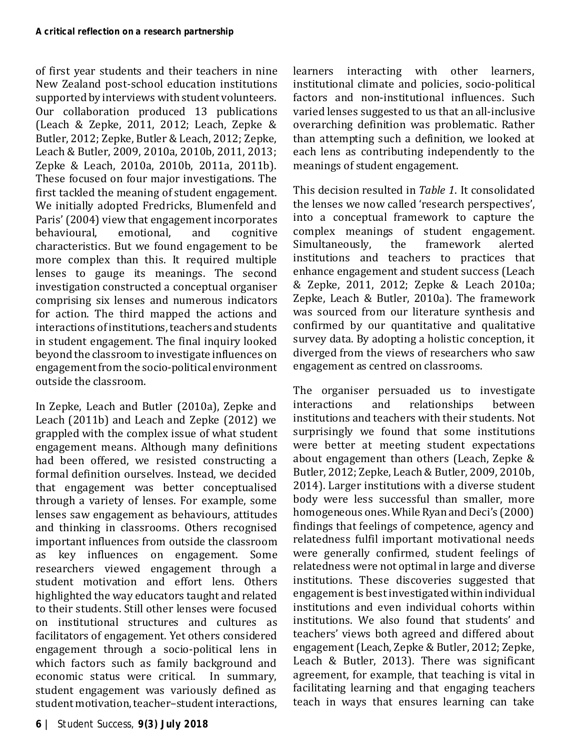of first year students and their teachers in nine New Zealand post-school education institutions supported by interviews with student volunteers. Our collaboration produced 13 publications (Leach & Zepke, 2011, 2012; Leach, Zepke & Butler, 2012; Zepke, Butler & Leach, 2012; Zepke, Leach & Butler, 2009, 2010a, 2010b, 2011, 2013; Zepke & Leach, 2010a, 2010b, 2011a, 2011b). These focused on four major investigations. The first tackled the meaning of student engagement. We initially adopted Fredricks, Blumenfeld and Paris' (2004) view that engagement incorporates behavioural, emotional, and cognitive characteristics. But we found engagement to be more complex than this. It required multiple lenses to gauge its meanings. The second investigation constructed a conceptual organiser comprising six lenses and numerous indicators for action. The third mapped the actions and interactions of institutions, teachers and students in student engagement. The final inquiry looked beyond the classroom to investigate influences on engagement from the socio-political environment outside the classroom.

In Zepke, Leach and Butler (2010a), Zepke and Leach (2011b) and Leach and Zepke (2012) we grappled with the complex issue of what student engagement means. Although many definitions had been offered, we resisted constructing a formal definition ourselves. Instead, we decided that engagement was better conceptualised through a variety of lenses. For example, some lenses saw engagement as behaviours, attitudes and thinking in classrooms. Others recognised important influences from outside the classroom as key influences on engagement. Some researchers viewed engagement through a student motivation and effort lens. Others highlighted the way educators taught and related to their students. Still other lenses were focused on institutional structures and cultures as facilitators of engagement. Yet others considered engagement through a socio-political lens in which factors such as family background and economic status were critical. In summary, student engagement was variously defined as student motivation, teacher–student interactions, learners interacting with other learners, institutional climate and policies, socio-political factors and non-institutional influences. Such varied lenses suggested to us that an all-inclusive overarching definition was problematic. Rather than attempting such a definition, we looked at each lens as contributing independently to the meanings of student engagement.

This decision resulted in *Table 1*. It consolidated the lenses we now called 'research perspectives', into a conceptual framework to capture the complex meanings of student engagement. Simultaneously, the framework alerted institutions and teachers to practices that enhance engagement and student success (Leach & Zepke, 2011, 2012; Zepke & Leach 2010a; Zepke, Leach & Butler, 2010a). The framework was sourced from our literature synthesis and confirmed by our quantitative and qualitative survey data. By adopting a holistic conception, it diverged from the views of researchers who saw engagement as centred on classrooms.

The organiser persuaded us to investigate interactions and relationships between institutions and teachers with their students. Not surprisingly we found that some institutions were better at meeting student expectations about engagement than others (Leach, Zepke & Butler, 2012; Zepke, Leach & Butler, 2009, 2010b, 2014). Larger institutions with a diverse student body were less successful than smaller, more homogeneous ones. While Ryan and Deci's (2000) findings that feelings of competence, agency and relatedness fulfil important motivational needs were generally confirmed, student feelings of relatedness were not optimal in large and diverse institutions. These discoveries suggested that engagement is best investigated within individual institutions and even individual cohorts within institutions. We also found that students' and teachers' views both agreed and differed about engagement (Leach, Zepke & Butler, 2012; Zepke, Leach & Butler, 2013). There was significant agreement, for example, that teaching is vital in facilitating learning and that engaging teachers teach in ways that ensures learning can take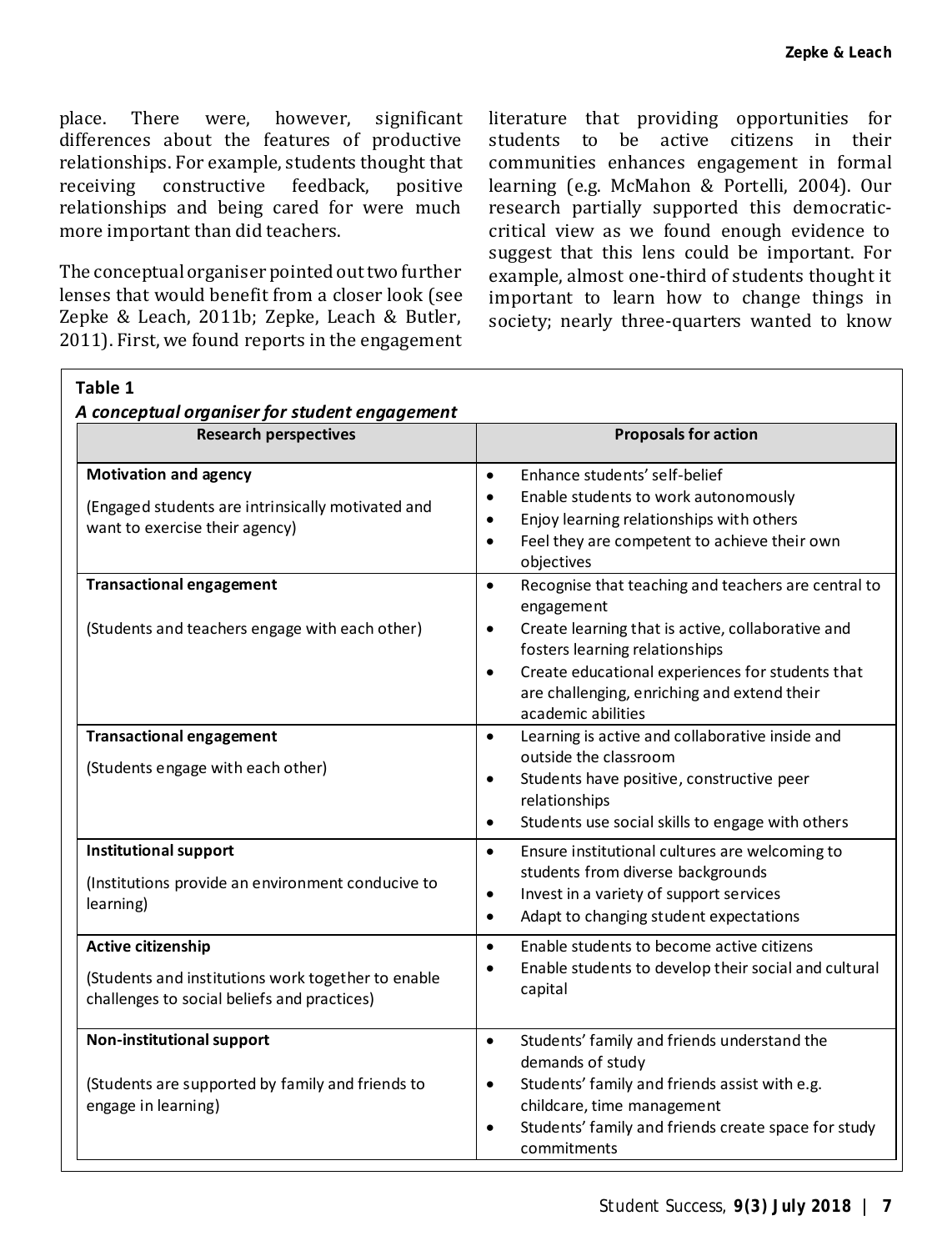place. There were, however, significant differences about the features of productive relationships. For example, students thought that receiving constructive feedback, positive relationships and being cared for were much more important than did teachers.

The conceptual organiser pointed out two further lenses that would benefit from a closer look (see Zepke & Leach, 2011b; Zepke, Leach & Butler, 2011). First, we found reports in the engagement literature that providing opportunities for students to be active citizens in their communities enhances engagement in formal learning (e.g. McMahon & Portelli, 2004). Our research partially supported this democratic-critical view as we found enough evidence to suggest that this lens could be important. For example, almost one-third of students thought it important to learn how to change things in society; nearly three-quarters wanted to know

**Table 1**

***A conceptual organiser for student engagement***

| Research perspectives | Proposals for action |
|---|---|
| **Motivation and agency**<br><br>(Engaged students are intrinsically motivated and want to exercise their agency) | • Enhance students' self-belief<br>• Enable students to work autonomously<br>• Enjoy learning relationships with others<br>• Feel they are competent to achieve their own objectives |
| **Transactional engagement**<br><br>(Students and teachers engage with each other) | • Recognise that teaching and teachers are central to engagement<br>• Create learning that is active, collaborative and fosters learning relationships<br>• Create educational experiences for students that are challenging, enriching and extend their academic abilities |
| **Transactional engagement**<br><br>(Students engage with each other) | • Learning is active and collaborative inside and outside the classroom<br>• Students have positive, constructive peer relationships<br>• Students use social skills to engage with others |
| **Institutional support**<br><br>(Institutions provide an environment conducive to learning) | • Ensure institutional cultures are welcoming to students from diverse backgrounds<br>• Invest in a variety of support services<br>• Adapt to changing student expectations |
| **Active citizenship**<br><br>(Students and institutions work together to enable challenges to social beliefs and practices) | • Enable students to become active citizens<br>• Enable students to develop their social and cultural capital |
| **Non-institutional support**<br><br>(Students are supported by family and friends to engage in learning) | • Students' family and friends understand the demands of study<br>• Students' family and friends assist with e.g. childcare, time management<br>• Students' family and friends create space for study commitments |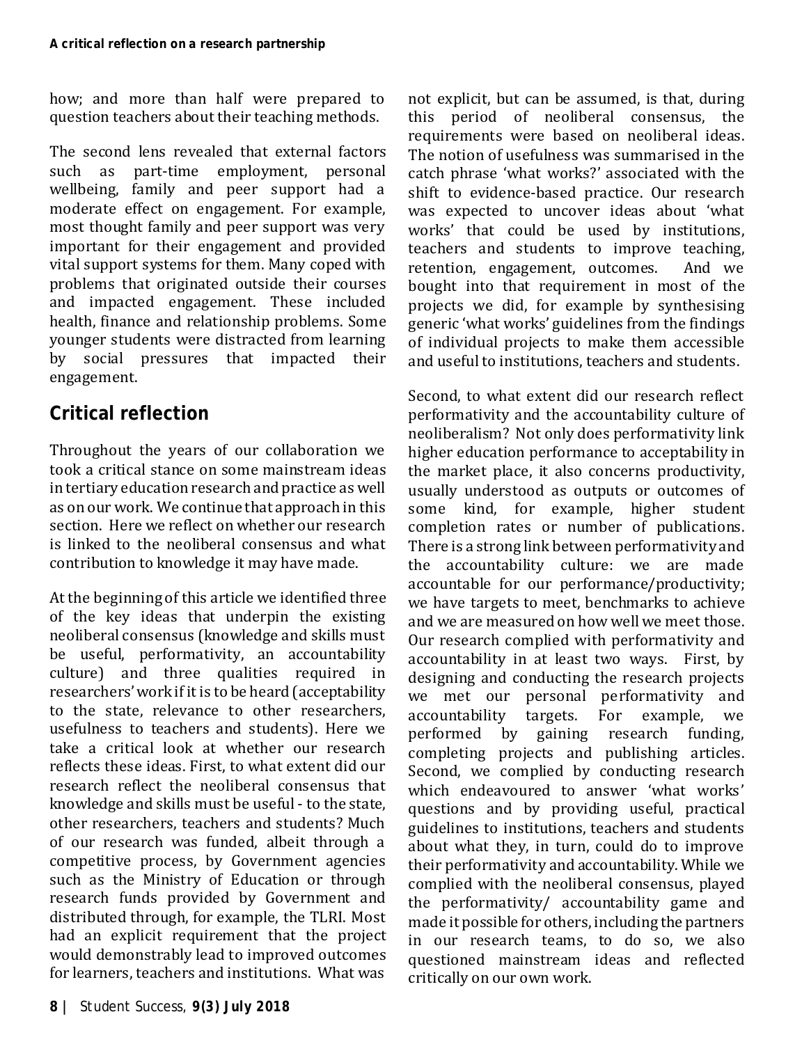how; and more than half were prepared to question teachers about their teaching methods.

The second lens revealed that external factors such as part-time employment, personal wellbeing, family and peer support had a moderate effect on engagement. For example, most thought family and peer support was very important for their engagement and provided vital support systems for them. Many coped with problems that originated outside their courses and impacted engagement. These included health, finance and relationship problems. Some younger students were distracted from learning by social pressures that impacted their engagement.

## Critical reflection

Throughout the years of our collaboration we took a critical stance on some mainstream ideas in tertiary education research and practice as well as on our work. We continue that approach in this section. Here we reflect on whether our research is linked to the neoliberal consensus and what contribution to knowledge it may have made.

At the beginning of this article we identified three of the key ideas that underpin the existing neoliberal consensus (knowledge and skills must be useful, performativity, an accountability culture) and three qualities required in researchers' work if it is to be heard (acceptability to the state, relevance to other researchers, usefulness to teachers and students). Here we take a critical look at whether our research reflects these ideas. First, to what extent did our research reflect the neoliberal consensus that knowledge and skills must be useful - to the state, other researchers, teachers and students? Much of our research was funded, albeit through a competitive process, by Government agencies such as the Ministry of Education or through research funds provided by Government and distributed through, for example, the TLRI. Most had an explicit requirement that the project would demonstrably lead to improved outcomes for learners, teachers and institutions. What was not explicit, but can be assumed, is that, during this period of neoliberal consensus, the requirements were based on neoliberal ideas. The notion of usefulness was summarised in the catch phrase 'what works?' associated with the shift to evidence-based practice. Our research was expected to uncover ideas about 'what works' that could be used by institutions, teachers and students to improve teaching, retention, engagement, outcomes. And we bought into that requirement in most of the projects we did, for example by synthesising generic 'what works' guidelines from the findings of individual projects to make them accessible and useful to institutions, teachers and students.

Second, to what extent did our research reflect performativity and the accountability culture of neoliberalism? Not only does performativity link higher education performance to acceptability in the market place, it also concerns productivity, usually understood as outputs or outcomes of some kind, for example, higher student completion rates or number of publications. There is a strong link between performativity and the accountability culture: we are made accountable for our performance/productivity; we have targets to meet, benchmarks to achieve and we are measured on how well we meet those. Our research complied with performativity and accountability in at least two ways. First, by designing and conducting the research projects we met our personal performativity and accountability targets. For example, we performed by gaining research funding, completing projects and publishing articles. Second, we complied by conducting research which endeavoured to answer 'what works' questions and by providing useful, practical guidelines to institutions, teachers and students about what they, in turn, could do to improve their performativity and accountability. While we complied with the neoliberal consensus, played the performativity/ accountability game and made it possible for others, including the partners in our research teams, to do so, we also questioned mainstream ideas and reflected critically on our own work.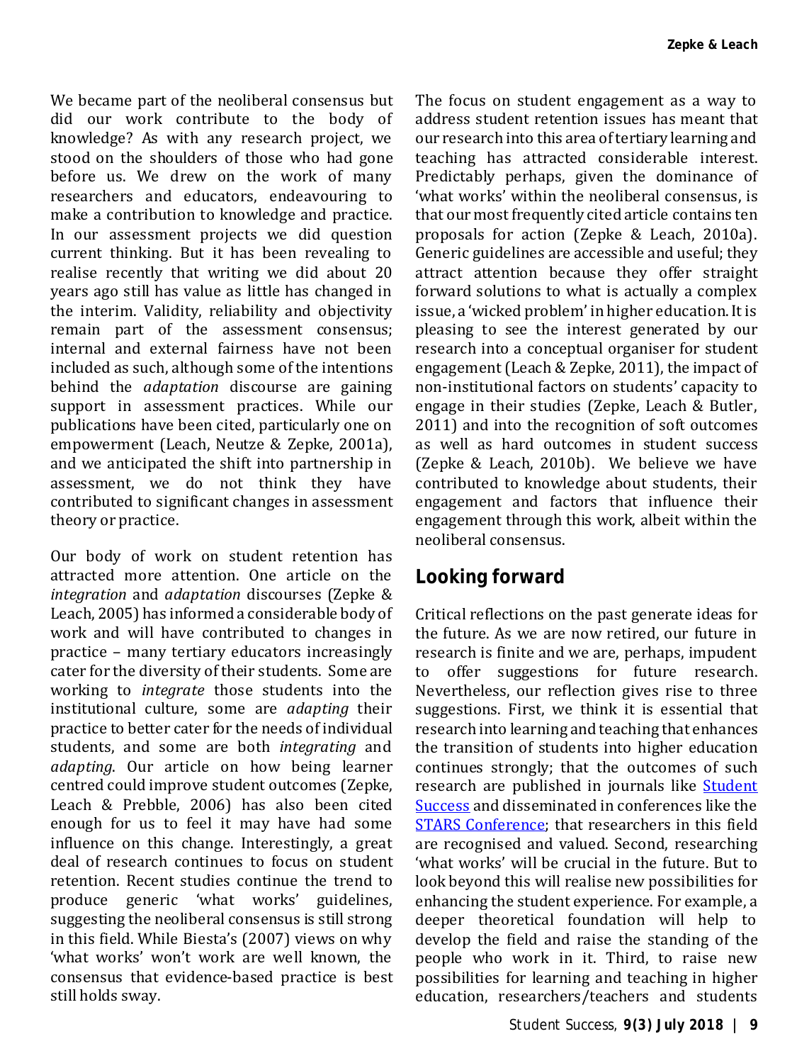We became part of the neoliberal consensus but did our work contribute to the body of knowledge? As with any research project, we stood on the shoulders of those who had gone before us. We drew on the work of many researchers and educators, endeavouring to make a contribution to knowledge and practice. In our assessment projects we did question current thinking. But it has been revealing to realise recently that writing we did about 20 years ago still has value as little has changed in the interim. Validity, reliability and objectivity remain part of the assessment consensus; internal and external fairness have not been included as such, although some of the intentions behind the *adaptation* discourse are gaining support in assessment practices. While our publications have been cited, particularly one on empowerment (Leach, Neutze & Zepke, 2001a), and we anticipated the shift into partnership in assessment, we do not think they have contributed to significant changes in assessment theory or practice.

Our body of work on student retention has attracted more attention. One article on the *integration* and *adaptation* discourses (Zepke & Leach, 2005) has informed a considerable body of work and will have contributed to changes in practice – many tertiary educators increasingly cater for the diversity of their students. Some are working to *integrate* those students into the institutional culture, some are *adapting* their practice to better cater for the needs of individual students, and some are both *integrating* and *adapting*. Our article on how being learner centred could improve student outcomes (Zepke, Leach & Prebble, 2006) has also been cited enough for us to feel it may have had some influence on this change. Interestingly, a great deal of research continues to focus on student retention. Recent studies continue the trend to produce generic 'what works' guidelines, suggesting the neoliberal consensus is still strong in this field. While Biesta's (2007) views on why 'what works' won't work are well known, the consensus that evidence-based practice is best still holds sway.

The focus on student engagement as a way to address student retention issues has meant that our research into this area of tertiary learning and teaching has attracted considerable interest. Predictably perhaps, given the dominance of 'what works' within the neoliberal consensus, is that our most frequently cited article contains ten proposals for action (Zepke & Leach, 2010a). Generic guidelines are accessible and useful; they attract attention because they offer straight forward solutions to what is actually a complex issue, a 'wicked problem' in higher education. It is pleasing to see the interest generated by our research into a conceptual organiser for student engagement (Leach & Zepke, 2011), the impact of non-institutional factors on students' capacity to engage in their studies (Zepke, Leach & Butler, 2011) and into the recognition of soft outcomes as well as hard outcomes in student success (Zepke & Leach, 2010b). We believe we have contributed to knowledge about students, their engagement and factors that influence their engagement through this work, albeit within the neoliberal consensus.

## Looking forward

Critical reflections on the past generate ideas for the future. As we are now retired, our future in research is finite and we are, perhaps, impudent to offer suggestions for future research. Nevertheless, our reflection gives rise to three suggestions. First, we think it is essential that research into learning and teaching that enhances the transition of students into higher education continues strongly; that the outcomes of such research are published in journals like [Student Success]() and disseminated in conferences like the [STARS Conference](); that researchers in this field are recognised and valued. Second, researching 'what works' will be crucial in the future. But to look beyond this will realise new possibilities for enhancing the student experience. For example, a deeper theoretical foundation will help to develop the field and raise the standing of the people who work in it. Third, to raise new possibilities for learning and teaching in higher education, researchers/teachers and students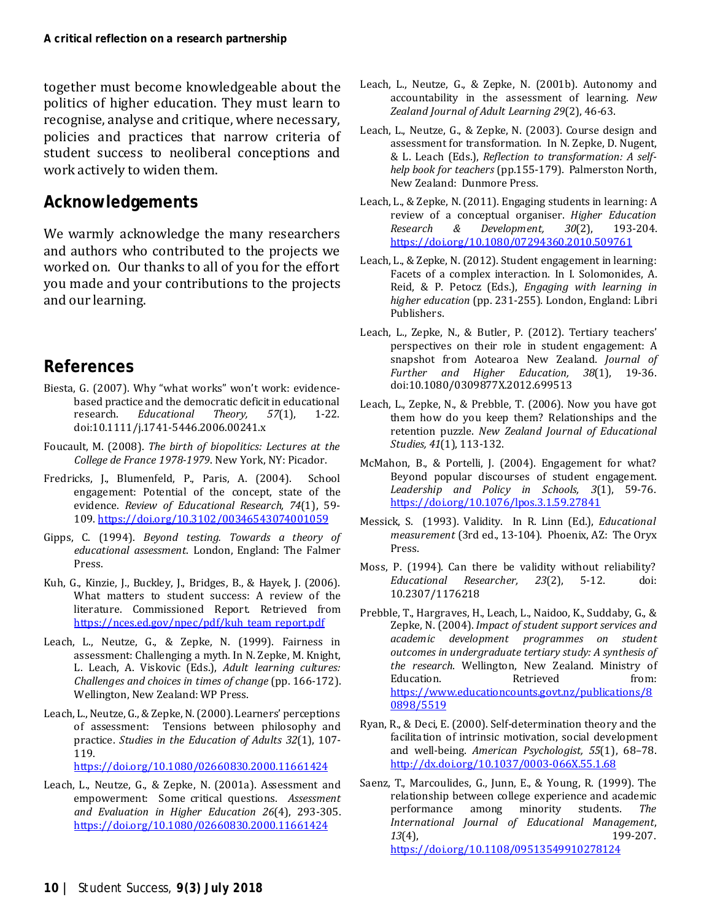together must become knowledgeable about the politics of higher education. They must learn to recognise, analyse and critique, where necessary, policies and practices that narrow criteria of student success to neoliberal conceptions and work actively to widen them.

## Acknowledgements

We warmly acknowledge the many researchers and authors who contributed to the projects we worked on. Our thanks to all of you for the effort you made and your contributions to the projects and our learning.

## References

Biesta, G. (2007). Why "what works" won't work: evidence-based practice and the democratic deficit in educational research. *Educational Theory, 57*(1), 1-22. doi:10.1111/j.1741-5446.2006.00241.x

Foucault, M. (2008). *The birth of biopolitics: Lectures at the College de France 1978-1979*. New York, NY: Picador.

Fredricks, J., Blumenfeld, P., Paris, A. (2004). School engagement: Potential of the concept, state of the evidence. *Review of Educational Research, 74*(1), 59-109. https://doi.org/10.3102/00346543074001059

Gipps, C. (1994). *Beyond testing. Towards a theory of educational assessment*. London, England: The Falmer Press.

Kuh, G., Kinzie, J., Buckley, J., Bridges, B., & Hayek, J. (2006). What matters to student success: A review of the literature. Commissioned Report. Retrieved from https://nces.ed.gov/npec/pdf/kuh_team_report.pdf

Leach, L., Neutze, G., & Zepke, N. (1999). Fairness in assessment: Challenging a myth. In N. Zepke, M. Knight, L. Leach, A. Viskovic (Eds.), *Adult learning cultures: Challenges and choices in times of change* (pp. 166-172). Wellington, New Zealand: WP Press.

Leach, L., Neutze, G., & Zepke, N. (2000). Learners' perceptions of assessment: Tensions between philosophy and practice. *Studies in the Education of Adults 32*(1), 107-119. https://doi.org/10.1080/02660830.2000.11661424

Leach, L., Neutze, G., & Zepke, N. (2001a). Assessment and empowerment: Some critical questions. *Assessment and Evaluation in Higher Education 26*(4), 293-305. https://doi.org/10.1080/02660830.2000.11661424

Leach, L., Neutze, G., & Zepke, N. (2001b). Autonomy and accountability in the assessment of learning. *New Zealand Journal of Adult Learning 29*(2), 46-63.

Leach, L., Neutze, G., & Zepke, N. (2003). Course design and assessment for transformation. In N. Zepke, D. Nugent, & L. Leach (Eds.), *Reflection to transformation: A self-help book for teachers* (pp.155-179). Palmerston North, New Zealand: Dunmore Press.

Leach, L., & Zepke, N. (2011). Engaging students in learning: A review of a conceptual organiser. *Higher Education Research & Development, 30*(2), 193-204. https://doi.org/10.1080/07294360.2010.509761

Leach, L., & Zepke, N. (2012). Student engagement in learning: Facets of a complex interaction. In I. Solomonides, A. Reid, & P. Petocz (Eds.), *Engaging with learning in higher education* (pp. 231-255). London, England: Libri Publishers.

Leach, L., Zepke, N., & Butler, P. (2012). Tertiary teachers' perspectives on their role in student engagement: A snapshot from Aotearoa New Zealand. *Journal of Further and Higher Education, 38*(1), 19-36. doi:10.1080/0309877X.2012.699513

Leach, L., Zepke, N., & Prebble, T. (2006). Now you have got them how do you keep them? Relationships and the retention puzzle. *New Zealand Journal of Educational Studies, 41*(1), 113-132.

McMahon, B., & Portelli, J. (2004). Engagement for what? Beyond popular discourses of student engagement. *Leadership and Policy in Schools, 3*(1), 59-76. https://doi.org/10.1076/lpos.3.1.59.27841

Messick, S. (1993). Validity. In R. Linn (Ed.), *Educational measurement* (3rd ed., 13-104). Phoenix, AZ: The Oryx Press.

Moss, P. (1994). Can there be validity without reliability? *Educational Researcher, 23*(2), 5-12. doi: 10.2307/1176218

Prebble, T., Hargraves, H., Leach, L., Naidoo, K., Suddaby, G., & Zepke, N. (2004). *Impact of student support services and academic development programmes on student outcomes in undergraduate tertiary study: A synthesis of the research*. Wellington, New Zealand. Ministry of Education. Retrieved from: https://www.educationcounts.govt.nz/publications/80898/5519

Ryan, R., & Deci, E. (2000). Self-determination theory and the facilitation of intrinsic motivation, social development and well-being. *American Psychologist, 55*(1), 68–78. http://dx.doi.org/10.1037/0003-066X.55.1.68

Saenz, T., Marcoulides, G., Junn, E., & Young, R. (1999). The relationship between college experience and academic performance among minority students. *The International Journal of Educational Management*, *13*(4), 199-207. https://doi.org/10.1108/09513549910278124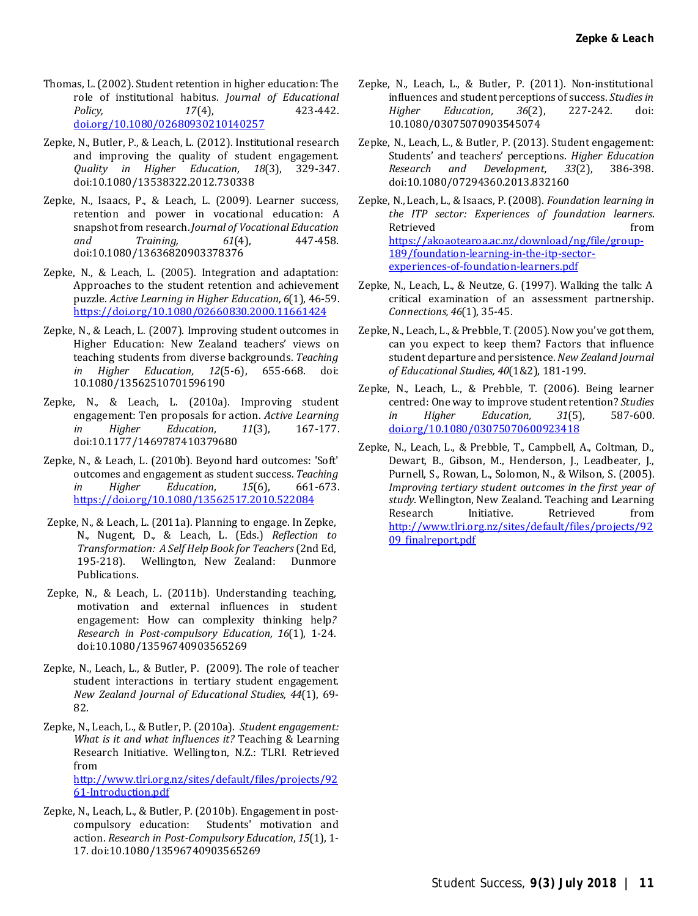Thomas, L. (2002). Student retention in higher education: The role of institutional habitus. *Journal of Educational Policy, 17*(4), 423-442. doi.org/10.1080/02680930210140257

Zepke, N., Butler, P., & Leach, L. (2012). Institutional research and improving the quality of student engagement. *Quality in Higher Education, 18*(3), 329-347. doi:10.1080/13538322.2012.730338

Zepke, N., Isaacs, P., & Leach, L. (2009). Learner success, retention and power in vocational education: A snapshot from research. *Journal of Vocational Education and Training, 61*(4), 447-458. doi:10.1080/13636820903378376

Zepke, N., & Leach, L. (2005). Integration and adaptation: Approaches to the student retention and achievement puzzle. *Active Learning in Higher Education, 6*(1), 46-59. https://doi.org/10.1080/02660830.2000.11661424

Zepke, N., & Leach, L. (2007). Improving student outcomes in Higher Education: New Zealand teachers' views on teaching students from diverse backgrounds. *Teaching in Higher Education, 12*(5-6), 655-668. doi: 10.1080/13562510701596190

Zepke, N., & Leach, L. (2010a). Improving student engagement: Ten proposals for action. *Active Learning in Higher Education*, *11*(3), 167-177. doi:10.1177/1469787410379680

Zepke, N., & Leach, L. (2010b). Beyond hard outcomes: 'Soft' outcomes and engagement as student success. *Teaching in Higher Education*, *15*(6), 661-673. https://doi.org/10.1080/13562517.2010.522084

Zepke, N., & Leach, L. (2011a). Planning to engage. In Zepke, N., Nugent, D., & Leach, L. (Eds.) *Reflection to Transformation: A Self Help Book for Teachers* (2nd Ed, 195-218). Wellington, New Zealand: Dunmore Publications.

Zepke, N., & Leach, L. (2011b). Understanding teaching, motivation and external influences in student engagement: How can complexity thinking help? *Research in Post-compulsory Education, 16*(1), 1-24. doi:10.1080/13596740903565269

Zepke, N., Leach, L., & Butler, P. (2009). The role of teacher student interactions in tertiary student engagement. *New Zealand Journal of Educational Studies, 44*(1), 69-82.

Zepke, N., Leach, L., & Butler, P. (2010a). *Student engagement: What is it and what influences it?* Teaching & Learning Research Initiative. Wellington, N.Z.: TLRI. Retrieved from http://www.tlri.org.nz/sites/default/files/projects/9261-Introduction.pdf

Zepke, N., Leach, L., & Butler, P. (2010b). Engagement in post-compulsory education: Students' motivation and action. *Research in Post-Compulsory Education*, *15*(1), 1-17. doi:10.1080/13596740903565269

Zepke, N., Leach, L., & Butler, P. (2011). Non-institutional influences and student perceptions of success. *Studies in Higher Education, 36*(2), 227-242. doi: 10.1080/03075070903545074

Zepke, N., Leach, L., & Butler, P. (2013). Student engagement: Students' and teachers' perceptions. *Higher Education Research and Development, 33*(2), 386-398. doi:10.1080/07294360.2013.832160

Zepke, N., Leach, L., & Isaacs, P. (2008). *Foundation learning in the ITP sector: Experiences of foundation learners*. Retrieved from https://akoaotearoa.ac.nz/download/ng/file/group-189/foundation-learning-in-the-itp-sector-experiences-of-foundation-learners.pdf

Zepke, N., Leach, L., & Neutze, G. (1997). Walking the talk: A critical examination of an assessment partnership. *Connections, 46*(1), 35-45.

Zepke, N., Leach, L., & Prebble, T. (2005). Now you've got them, can you expect to keep them? Factors that influence student departure and persistence. *New Zealand Journal of Educational Studies, 40*(1&2), 181-199.

Zepke, N., Leach, L., & Prebble, T. (2006). Being learner centred: One way to improve student retention? *Studies in Higher Education, 31*(5), 587-600. doi.org/10.1080/03075070600923418

Zepke, N., Leach, L., & Prebble, T., Campbell, A., Coltman, D., Dewart, B., Gibson, M., Henderson, J., Leadbeater, J., Purnell, S., Rowan, L., Solomon, N., & Wilson, S. (2005). *Improving tertiary student outcomes in the first year of study*. Wellington, New Zealand. Teaching and Learning Research Initiative. Retrieved from http://www.tlri.org.nz/sites/default/files/projects/9209_finalreport.pdf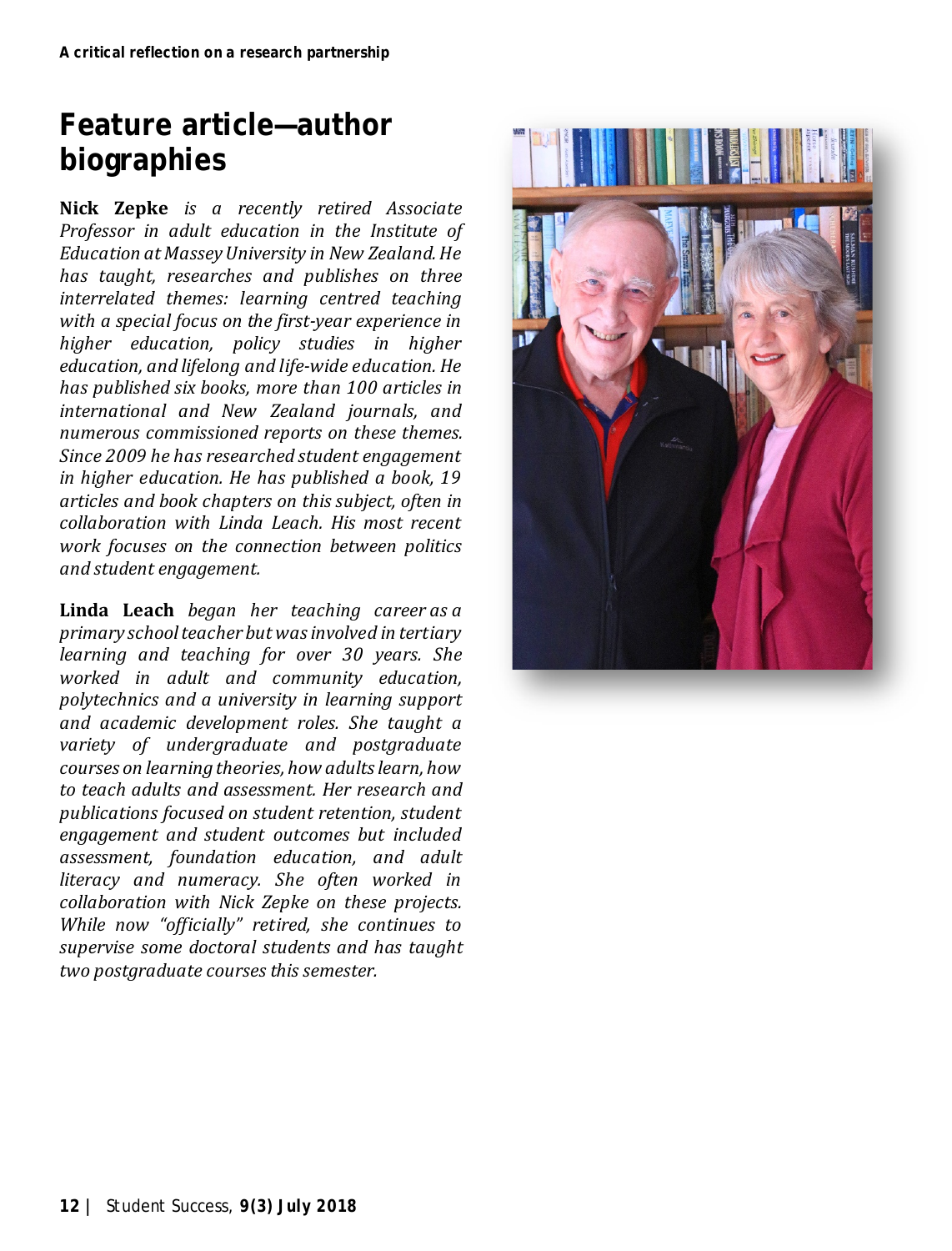# Feature article—author biographies

**Nick Zepke** *is a recently retired Associate Professor in adult education in the Institute of Education at Massey University in New Zealand. He has taught, researches and publishes on three interrelated themes: learning centred teaching with a special focus on the first-year experience in higher education, policy studies in higher education, and lifelong and life-wide education. He has published six books, more than 100 articles in international and New Zealand journals, and numerous commissioned reports on these themes. Since 2009 he has researched student engagement in higher education. He has published a book, 19 articles and book chapters on this subject, often in collaboration with Linda Leach. His most recent work focuses on the connection between politics and student engagement.*

**Linda Leach** *began her teaching career as a primary school teacher but was involved in tertiary learning and teaching for over 30 years. She worked in adult and community education, polytechnics and a university in learning support and academic development roles. She taught a variety of undergraduate and postgraduate courses on learning theories, how adults learn, how to teach adults and assessment. Her research and publications focused on student retention, student engagement and student outcomes but included assessment, foundation education, and adult literacy and numeracy. She often worked in collaboration with Nick Zepke on these projects. While now "officially" retired, she continues to supervise some doctoral students and has taught two postgraduate courses this semester.*